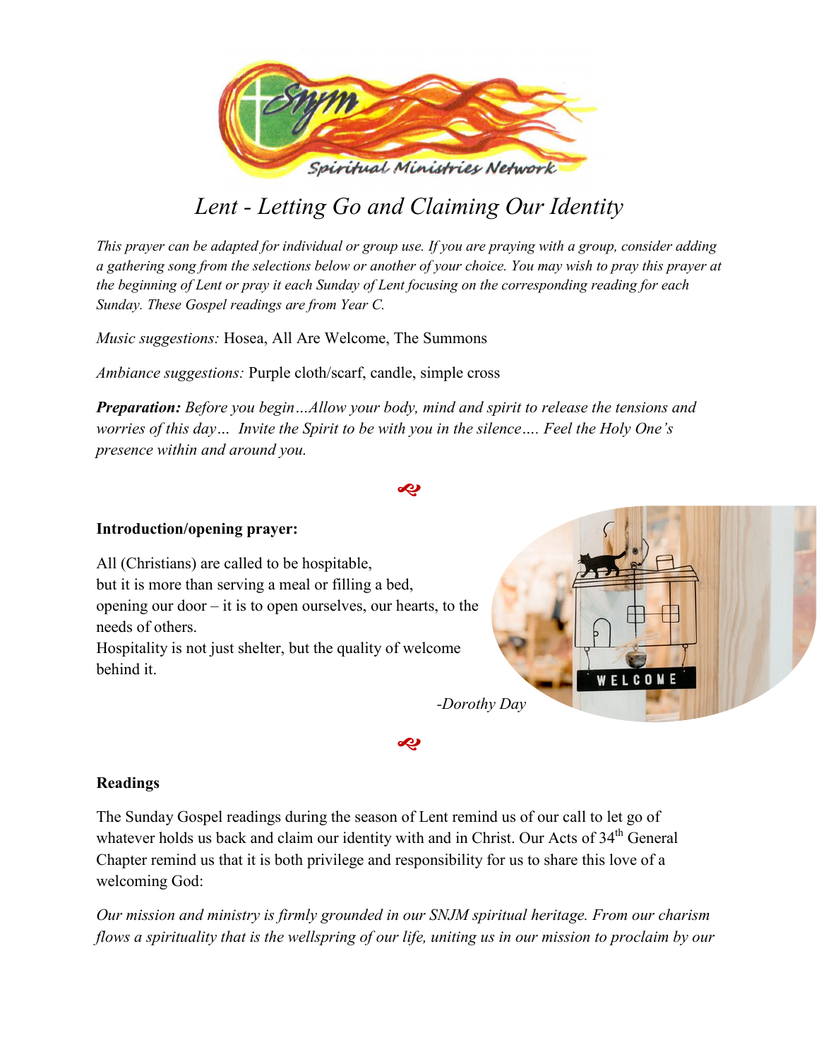# Lent - Letting Go and Claiming Our Identity

*This prayer can be adapted for individual or group use. If you are praying with a group, consider adding a gathering song from the selections below or another of your choice. You may wish to pray this prayer at the beginning of Lent or pray it each Sunday of Lent focusing on the corresponding reading for each Sunday. These Gospel readings are from Year C.*

*Music suggestions:* Hosea, All Are Welcome, The Summons

*Ambiance suggestions:* Purple cloth/scarf, candle, simple cross

***Preparation:*** *Before you begin…Allow your body, mind and spirit to release the tensions and worries of this day… Invite the Spirit to be with you in the silence…. Feel the Holy One's presence within and around you.*

**Introduction/opening prayer:**

All (Christians) are called to be hospitable,
but it is more than serving a meal or filling a bed,
opening our door – it is to open ourselves, our hearts, to the needs of others.
Hospitality is not just shelter, but the quality of welcome behind it.

*-Dorothy Day*

**Readings**

The Sunday Gospel readings during the season of Lent remind us of our call to let go of whatever holds us back and claim our identity with and in Christ. Our Acts of 34th General Chapter remind us that it is both privilege and responsibility for us to share this love of a welcoming God:

*Our mission and ministry is firmly grounded in our SNJM spiritual heritage. From our charism flows a spirituality that is the wellspring of our life, uniting us in our mission to proclaim by our*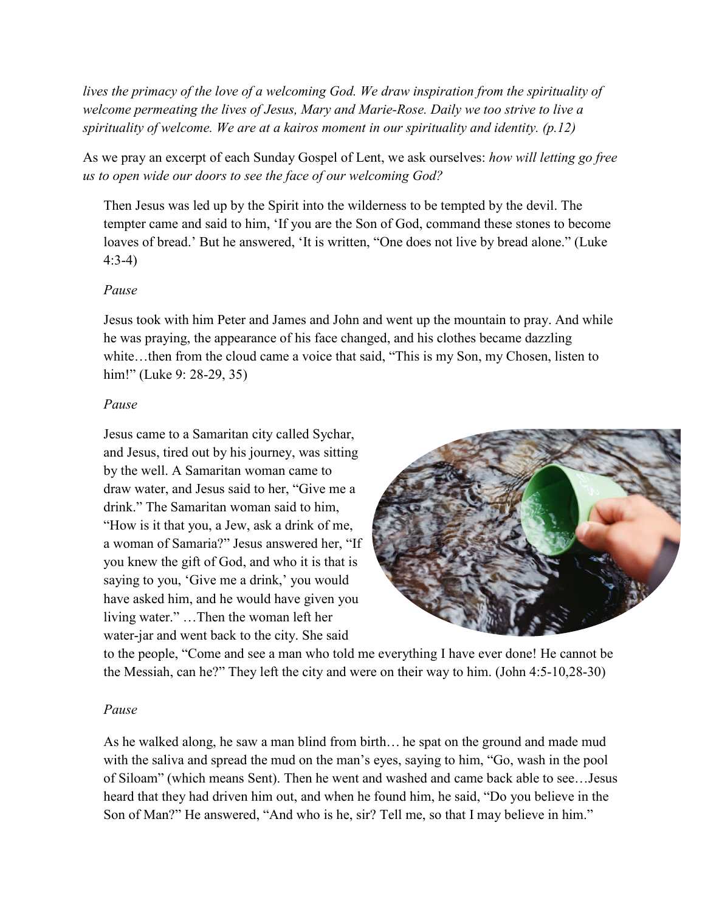*lives the primacy of the love of a welcoming God. We draw inspiration from the spirituality of welcome permeating the lives of Jesus, Mary and Marie-Rose. Daily we too strive to live a spirituality of welcome. We are at a kairos moment in our spirituality and identity. (p.12)*

As we pray an excerpt of each Sunday Gospel of Lent, we ask ourselves: *how will letting go free us to open wide our doors to see the face of our welcoming God?*

> Then Jesus was led up by the Spirit into the wilderness to be tempted by the devil. The tempter came and said to him, 'If you are the Son of God, command these stones to become loaves of bread.' But he answered, 'It is written, "One does not live by bread alone." (Luke 4:3-4)
>
> *Pause*
>
> Jesus took with him Peter and James and John and went up the mountain to pray. And while he was praying, the appearance of his face changed, and his clothes became dazzling white…then from the cloud came a voice that said, "This is my Son, my Chosen, listen to him!" (Luke 9: 28-29, 35)
>
> *Pause*
>
> Jesus came to a Samaritan city called Sychar, and Jesus, tired out by his journey, was sitting by the well. A Samaritan woman came to draw water, and Jesus said to her, "Give me a drink." The Samaritan woman said to him, "How is it that you, a Jew, ask a drink of me, a woman of Samaria?" Jesus answered her, "If you knew the gift of God, and who it is that is saying to you, 'Give me a drink,' you would have asked him, and he would have given you living water." …Then the woman left her water-jar and went back to the city. She said to the people, "Come and see a man who told me everything I have ever done! He cannot be the Messiah, can he?" They left the city and were on their way to him. (John 4:5-10,28-30)
>
> *Pause*
>
> As he walked along, he saw a man blind from birth… he spat on the ground and made mud with the saliva and spread the mud on the man's eyes, saying to him, "Go, wash in the pool of Siloam" (which means Sent). Then he went and washed and came back able to see…Jesus heard that they had driven him out, and when he found him, he said, "Do you believe in the Son of Man?" He answered, "And who is he, sir? Tell me, so that I may believe in him."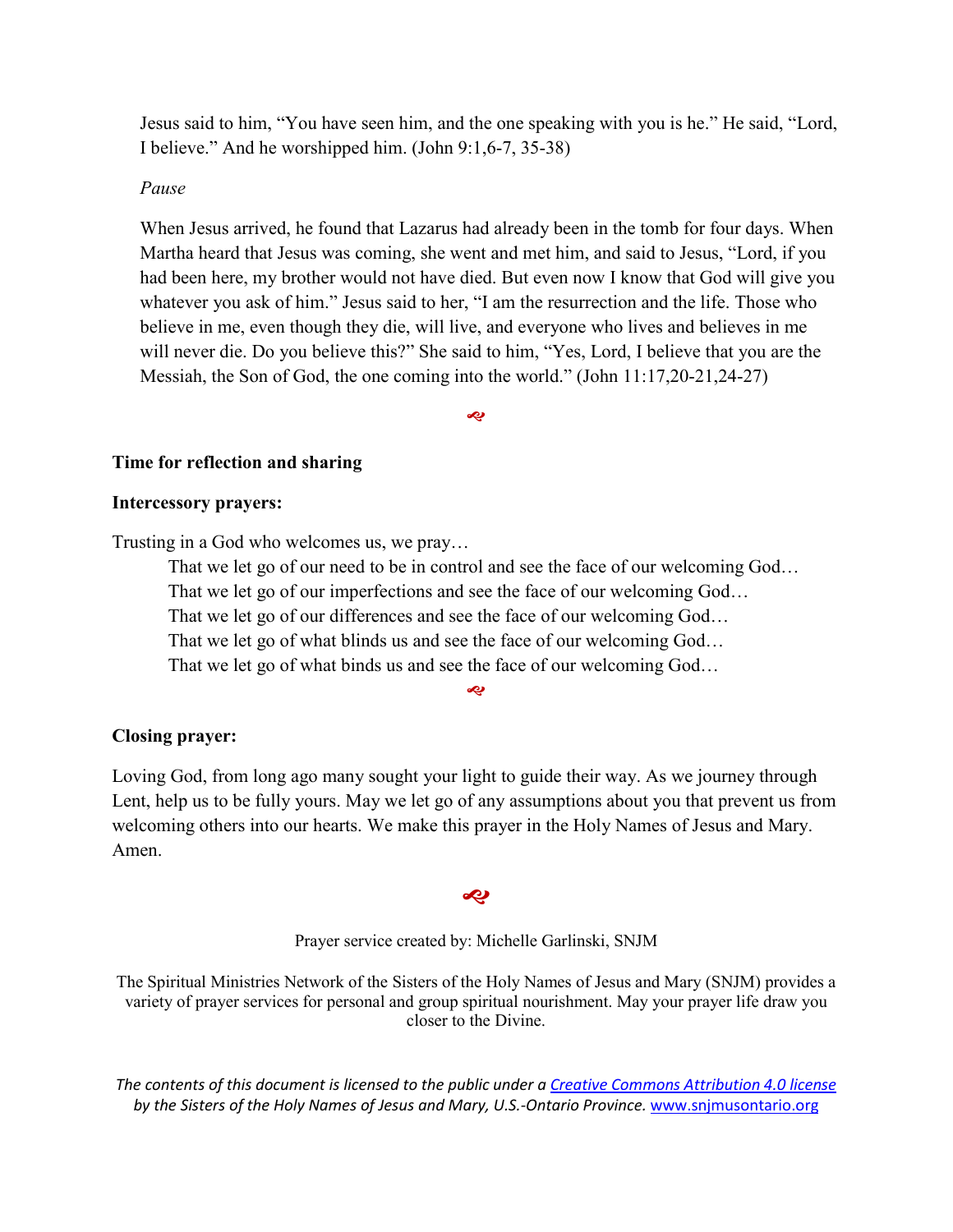Jesus said to him, "You have seen him, and the one speaking with you is he." He said, "Lord, I believe." And he worshipped him. (John 9:1,6-7, 35-38)

*Pause*

When Jesus arrived, he found that Lazarus had already been in the tomb for four days. When Martha heard that Jesus was coming, she went and met him, and said to Jesus, "Lord, if you had been here, my brother would not have died. But even now I know that God will give you whatever you ask of him." Jesus said to her, "I am the resurrection and the life. Those who believe in me, even though they die, will live, and everyone who lives and believes in me will never die. Do you believe this?" She said to him, "Yes, Lord, I believe that you are the Messiah, the Son of God, the one coming into the world." (John 11:17,20-21,24-27)

**Time for reflection and sharing**

**Intercessory prayers:**

Trusting in a God who welcomes us, we pray…

> That we let go of our need to be in control and see the face of our welcoming God…
> That we let go of our imperfections and see the face of our welcoming God…
> That we let go of our differences and see the face of our welcoming God…
> That we let go of what blinds us and see the face of our welcoming God…
> That we let go of what binds us and see the face of our welcoming God…

**Closing prayer:**

Loving God, from long ago many sought your light to guide their way. As we journey through Lent, help us to be fully yours. May we let go of any assumptions about you that prevent us from welcoming others into our hearts. We make this prayer in the Holy Names of Jesus and Mary. Amen.

Prayer service created by: Michelle Garlinski, SNJM

The Spiritual Ministries Network of the Sisters of the Holy Names of Jesus and Mary (SNJM) provides a variety of prayer services for personal and group spiritual nourishment. May your prayer life draw you closer to the Divine.

*The contents of this document is licensed to the public under a Creative Commons Attribution 4.0 license by the Sisters of the Holy Names of Jesus and Mary, U.S.-Ontario Province.* www.snjmusontario.org